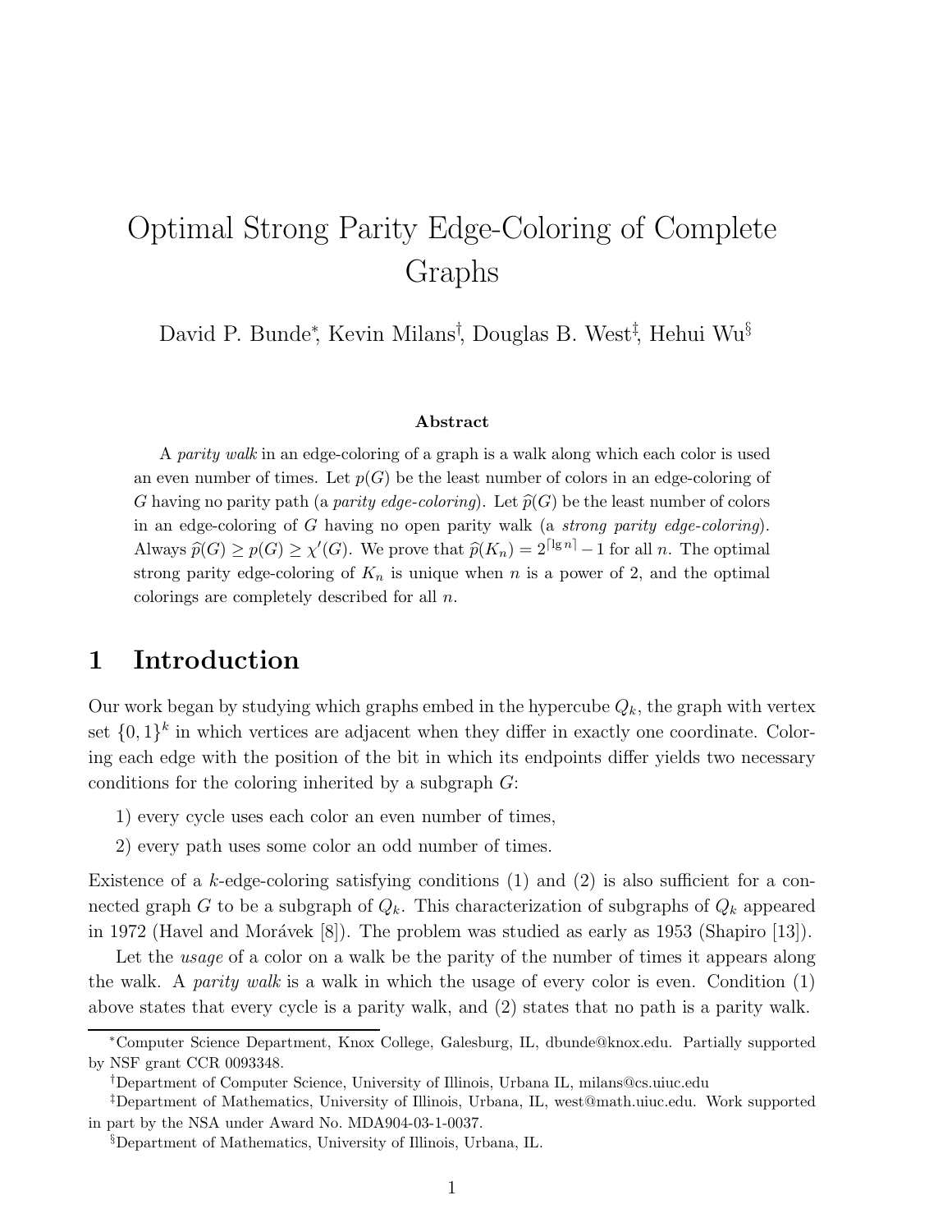# Optimal Strong Parity Edge-Coloring of Complete Graphs

David P. Bunde*, Kevin Milans†, Douglas B. West‡, Hehui Wu§

### Abstract

A *parity walk* in an edge-coloring of a graph is a walk along which each color is used an even number of times. Let $p(G)$ be the least number of colors in an edge-coloring of $G$ having no parity path (a *parity edge-coloring*). Let $\widehat{p}(G)$ be the least number of colors in an edge-coloring of $G$ having no open parity walk (a *strong parity edge-coloring*). Always $\widehat{p}(G) \geq p(G) \geq \chi'(G)$. We prove that $\widehat{p}(K_n) = 2^{\lceil \lg n \rceil} - 1$ for all $n$. The optimal strong parity edge-coloring of $K_n$ is unique when $n$ is a power of 2, and the optimal colorings are completely described for all $n$.

## 1 Introduction

Our work began by studying which graphs embed in the hypercube $Q_k$, the graph with vertex set $\{0, 1\}^k$ in which vertices are adjacent when they differ in exactly one coordinate. Coloring each edge with the position of the bit in which its endpoints differ yields two necessary conditions for the coloring inherited by a subgraph $G$:

1) every cycle uses each color an even number of times,

2) every path uses some color an odd number of times.

Existence of a $k$-edge-coloring satisfying conditions (1) and (2) is also sufficient for a connected graph $G$ to be a subgraph of $Q_k$. This characterization of subgraphs of $Q_k$ appeared in 1972 (Havel and Morávek [8]). The problem was studied as early as 1953 (Shapiro [13]).

Let the *usage* of a color on a walk be the parity of the number of times it appears along the walk. A *parity walk* is a walk in which the usage of every color is even. Condition (1) above states that every cycle is a parity walk, and (2) states that no path is a parity walk.

---

*Computer Science Department, Knox College, Galesburg, IL, dbunde@knox.edu. Partially supported by NSF grant CCR 0093348.

†Department of Computer Science, University of Illinois, Urbana IL, milans@cs.uiuc.edu

‡Department of Mathematics, University of Illinois, Urbana, IL, west@math.uiuc.edu. Work supported in part by the NSA under Award No. MDA904-03-1-0037.

§Department of Mathematics, University of Illinois, Urbana, IL.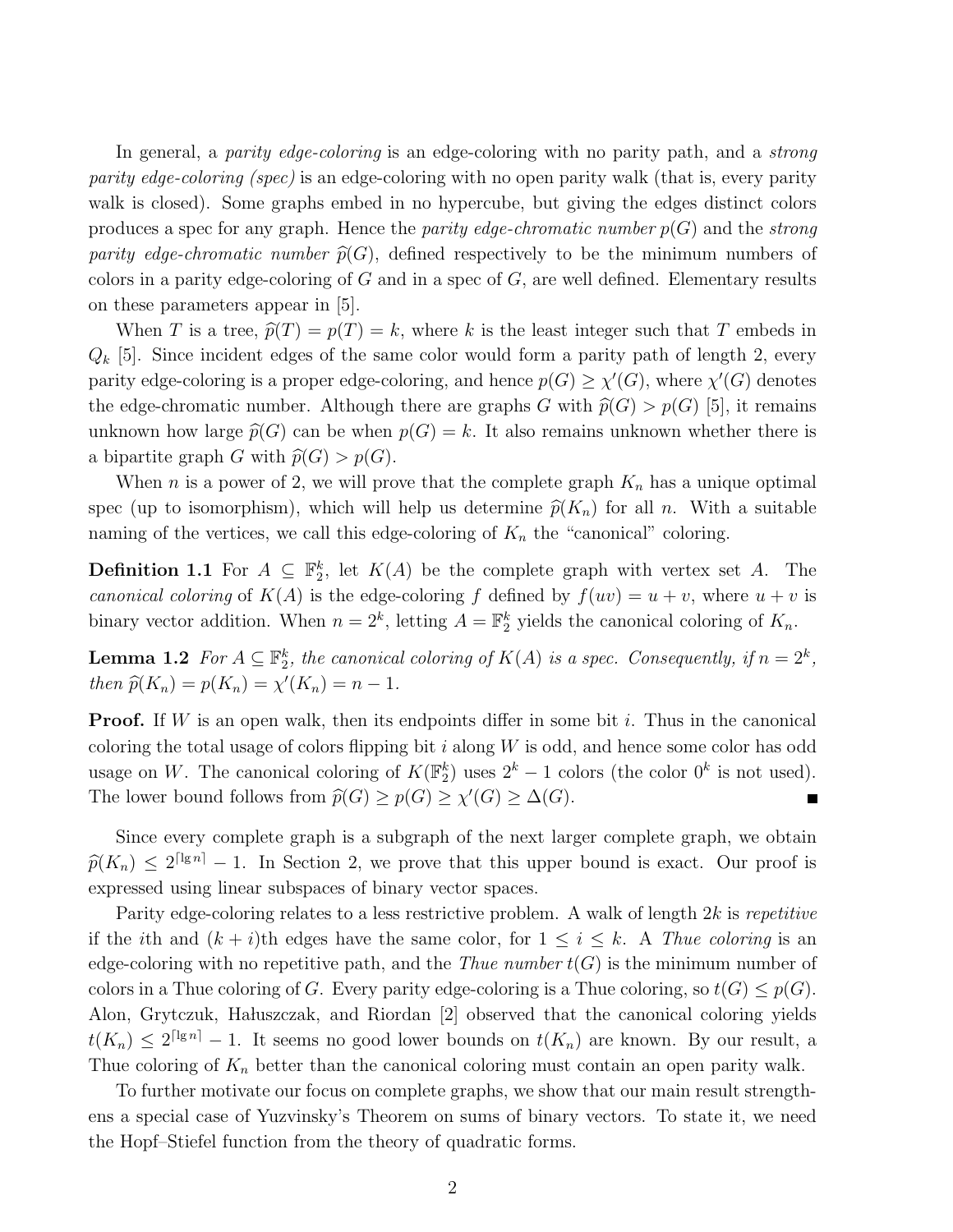In general, a *parity edge-coloring* is an edge-coloring with no parity path, and a *strong parity edge-coloring (spec)* is an edge-coloring with no open parity walk (that is, every parity walk is closed). Some graphs embed in no hypercube, but giving the edges distinct colors produces a spec for any graph. Hence the *parity edge-chromatic number* $p(G)$ and the *strong parity edge-chromatic number* $\widehat{p}(G)$, defined respectively to be the minimum numbers of colors in a parity edge-coloring of $G$ and in a spec of $G$, are well defined. Elementary results on these parameters appear in [5].

When $T$ is a tree, $\widehat{p}(T) = p(T) = k$, where $k$ is the least integer such that $T$ embeds in $Q_k$ [5]. Since incident edges of the same color would form a parity path of length 2, every parity edge-coloring is a proper edge-coloring, and hence $p(G) \geq \chi'(G)$, where $\chi'(G)$ denotes the edge-chromatic number. Although there are graphs $G$ with $\widehat{p}(G) > p(G)$ [5], it remains unknown how large $\widehat{p}(G)$ can be when $p(G) = k$. It also remains unknown whether there is a bipartite graph $G$ with $\widehat{p}(G) > p(G)$.

When $n$ is a power of 2, we will prove that the complete graph $K_n$ has a unique optimal spec (up to isomorphism), which will help us determine $\widehat{p}(K_n)$ for all $n$. With a suitable naming of the vertices, we call this edge-coloring of $K_n$ the "canonical" coloring.

**Definition 1.1** For $A \subseteq \mathbb{F}_2^k$, let $K(A)$ be the complete graph with vertex set $A$. The *canonical coloring* of $K(A)$ is the edge-coloring $f$ defined by $f(uv) = u + v$, where $u + v$ is binary vector addition. When $n = 2^k$, letting $A = \mathbb{F}_2^k$ yields the canonical coloring of $K_n$.

**Lemma 1.2** *For $A \subseteq \mathbb{F}_2^k$, the canonical coloring of $K(A)$ is a spec. Consequently, if $n = 2^k$, then $\widehat{p}(K_n) = p(K_n) = \chi'(K_n) = n - 1$.*

**Proof.** If $W$ is an open walk, then its endpoints differ in some bit $i$. Thus in the canonical coloring the total usage of colors flipping bit $i$ along $W$ is odd, and hence some color has odd usage on $W$. The canonical coloring of $K(\mathbb{F}_2^k)$ uses $2^k - 1$ colors (the color $0^k$ is not used). The lower bound follows from $\widehat{p}(G) \geq p(G) \geq \chi'(G) \geq \Delta(G)$. ■

Since every complete graph is a subgraph of the next larger complete graph, we obtain $\widehat{p}(K_n) \leq 2^{\lceil \lg n \rceil} - 1$. In Section 2, we prove that this upper bound is exact. Our proof is expressed using linear subspaces of binary vector spaces.

Parity edge-coloring relates to a less restrictive problem. A walk of length $2k$ is *repetitive* if the $i$th and $(k+i)$th edges have the same color, for $1 \leq i \leq k$. A *Thue coloring* is an edge-coloring with no repetitive path, and the *Thue number* $t(G)$ is the minimum number of colors in a Thue coloring of $G$. Every parity edge-coloring is a Thue coloring, so $t(G) \leq p(G)$. Alon, Grytczuk, Hałuszczak, and Riordan [2] observed that the canonical coloring yields $t(K_n) \leq 2^{\lceil \lg n \rceil} - 1$. It seems no good lower bounds on $t(K_n)$ are known. By our result, a Thue coloring of $K_n$ better than the canonical coloring must contain an open parity walk.

To further motivate our focus on complete graphs, we show that our main result strengthens a special case of Yuzvinsky's Theorem on sums of binary vectors. To state it, we need the Hopf–Stiefel function from the theory of quadratic forms.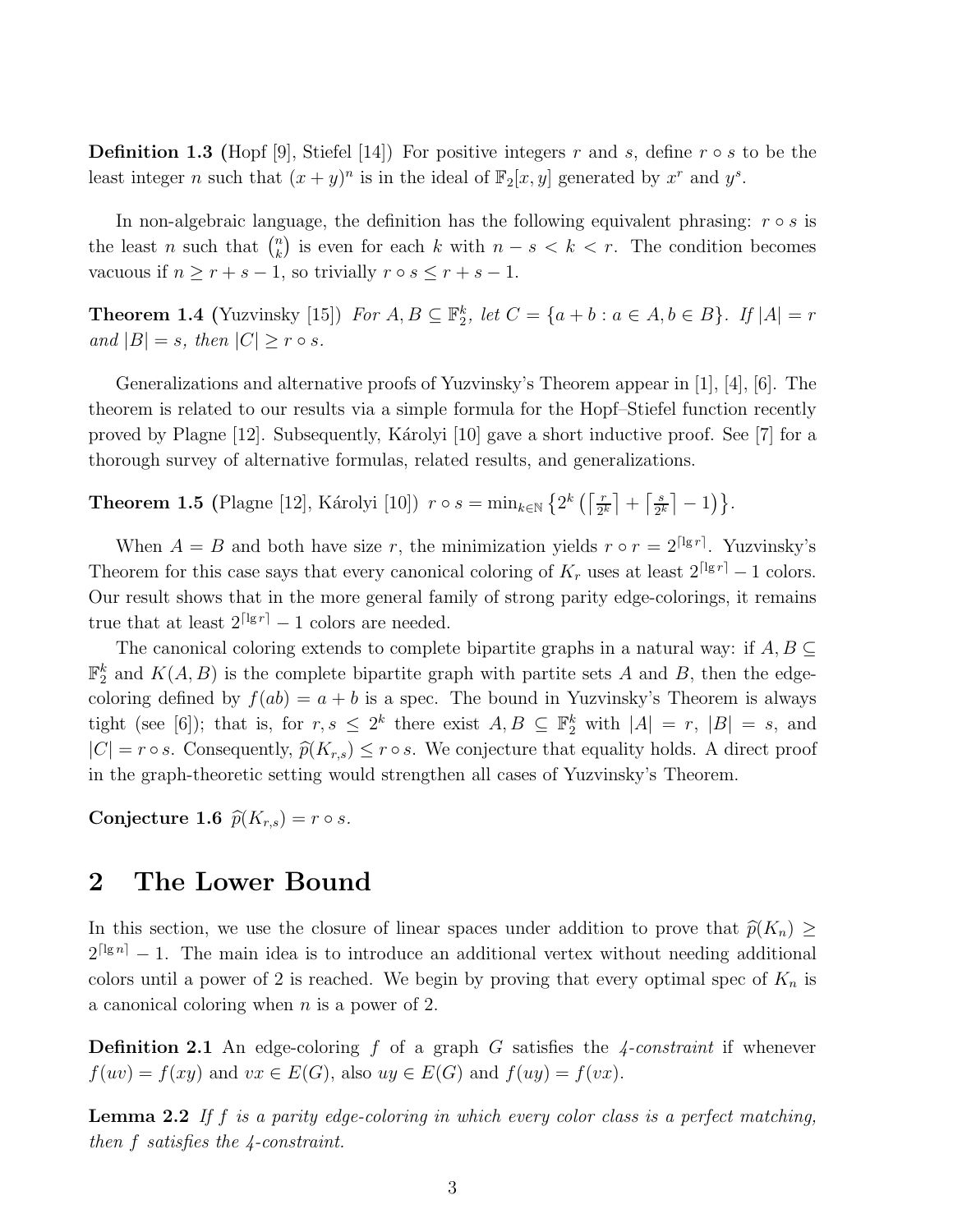**Definition 1.3** (Hopf [9], Stiefel [14]) For positive integers $r$ and $s$, define $r \circ s$ to be the least integer $n$ such that $(x+y)^n$ is in the ideal of $\mathbb{F}_2[x, y]$ generated by $x^r$ and $y^s$.

In non-algebraic language, the definition has the following equivalent phrasing: $r \circ s$ is the least $n$ such that $\binom{n}{k}$ is even for each $k$ with $n - s < k < r$. The condition becomes vacuous if $n \geq r + s - 1$, so trivially $r \circ s \leq r + s - 1$.

**Theorem 1.4** (Yuzvinsky [15]) *For $A, B \subseteq \mathbb{F}_2^k$, let $C = \{a + b : a \in A, b \in B\}$. If $|A| = r$ and $|B| = s$, then $|C| \geq r \circ s$.*

Generalizations and alternative proofs of Yuzvinsky's Theorem appear in [1], [4], [6]. The theorem is related to our results via a simple formula for the Hopf–Stiefel function recently proved by Plagne [12]. Subsequently, Károlyi [10] gave a short inductive proof. See [7] for a thorough survey of alternative formulas, related results, and generalizations.

**Theorem 1.5** (Plagne [12], Károlyi [10]) $r \circ s = \min_{k \in \mathbb{N}} \left\{ 2^k \left( \left\lceil \frac{r}{2^k} \right\rceil + \left\lceil \frac{s}{2^k} \right\rceil - 1 \right) \right\}$.

When $A = B$ and both have size $r$, the minimization yields $r \circ r = 2^{\lceil \lg r \rceil}$. Yuzvinsky's Theorem for this case says that every canonical coloring of $K_r$ uses at least $2^{\lceil \lg r \rceil} - 1$ colors. Our result shows that in the more general family of strong parity edge-colorings, it remains true that at least $2^{\lceil \lg r \rceil} - 1$ colors are needed.

The canonical coloring extends to complete bipartite graphs in a natural way: if $A, B \subseteq \mathbb{F}_2^k$ and $K(A, B)$ is the complete bipartite graph with partite sets $A$ and $B$, then the edge-coloring defined by $f(ab) = a + b$ is a spec. The bound in Yuzvinsky's Theorem is always tight (see [6]); that is, for $r, s \leq 2^k$ there exist $A, B \subseteq \mathbb{F}_2^k$ with $|A| = r$, $|B| = s$, and $|C| = r \circ s$. Consequently, $\widehat{p}(K_{r,s}) \leq r \circ s$. We conjecture that equality holds. A direct proof in the graph-theoretic setting would strengthen all cases of Yuzvinsky's Theorem.

**Conjecture 1.6** $\widehat{p}(K_{r,s}) = r \circ s$.

## 2 The Lower Bound

In this section, we use the closure of linear spaces under addition to prove that $\widehat{p}(K_n) \geq 2^{\lceil \lg n \rceil} - 1$. The main idea is to introduce an additional vertex without needing additional colors until a power of 2 is reached. We begin by proving that every optimal spec of $K_n$ is a canonical coloring when $n$ is a power of 2.

**Definition 2.1** An edge-coloring $f$ of a graph $G$ satisfies the *4-constraint* if whenever $f(uv) = f(xy)$ and $vx \in E(G)$, also $uy \in E(G)$ and $f(uy) = f(vx)$.

**Lemma 2.2** *If $f$ is a parity edge-coloring in which every color class is a perfect matching, then $f$ satisfies the 4-constraint.*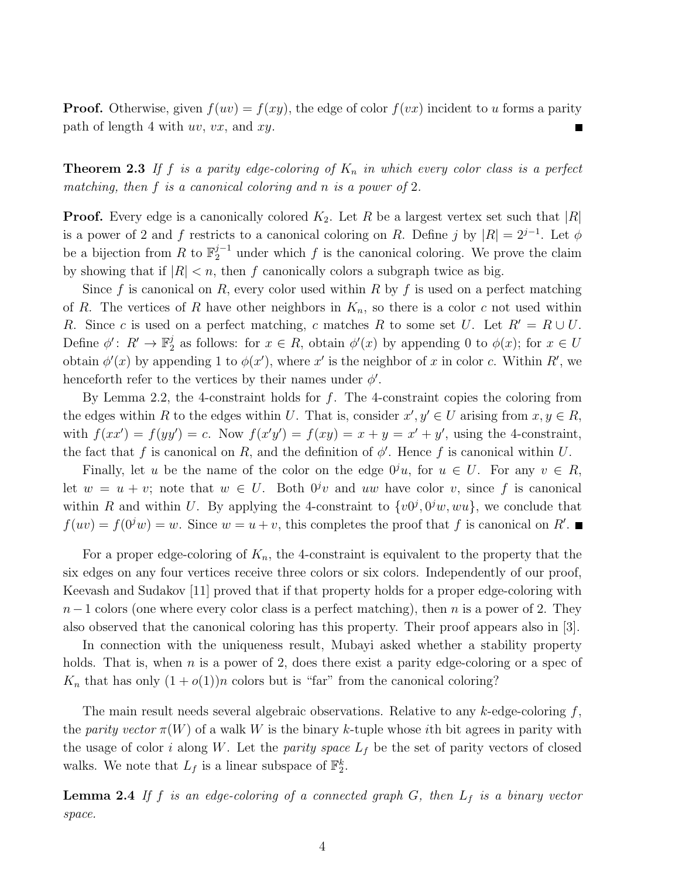**Proof.** Otherwise, given $f(uv) = f(xy)$, the edge of color $f(vx)$ incident to $u$ forms a parity path of length 4 with $uv$, $vx$, and $xy$. ■

**Theorem 2.3** *If $f$ is a parity edge-coloring of $K_n$ in which every color class is a perfect matching, then $f$ is a canonical coloring and $n$ is a power of 2.*

**Proof.** Every edge is a canonically colored $K_2$. Let $R$ be a largest vertex set such that $|R|$ is a power of 2 and $f$ restricts to a canonical coloring on $R$. Define $j$ by $|R| = 2^{j-1}$. Let $\phi$ be a bijection from $R$ to $\mathbb{F}_2^{j-1}$ under which $f$ is the canonical coloring. We prove the claim by showing that if $|R| < n$, then $f$ canonically colors a subgraph twice as big.

Since $f$ is canonical on $R$, every color used within $R$ by $f$ is used on a perfect matching of $R$. The vertices of $R$ have other neighbors in $K_n$, so there is a color $c$ not used within $R$. Since $c$ is used on a perfect matching, $c$ matches $R$ to some set $U$. Let $R' = R \cup U$. Define $\phi'\colon R' \to \mathbb{F}_2^j$ as follows: for $x \in R$, obtain $\phi'(x)$ by appending 0 to $\phi(x)$; for $x \in U$ obtain $\phi'(x)$ by appending 1 to $\phi(x')$, where $x'$ is the neighbor of $x$ in color $c$. Within $R'$, we henceforth refer to the vertices by their names under $\phi'$.

By Lemma 2.2, the 4-constraint holds for $f$. The 4-constraint copies the coloring from the edges within $R$ to the edges within $U$. That is, consider $x', y' \in U$ arising from $x, y \in R$, with $f(xx') = f(yy') = c$. Now $f(x'y') = f(xy) = x + y = x' + y'$, using the 4-constraint, the fact that $f$ is canonical on $R$, and the definition of $\phi'$. Hence $f$ is canonical within $U$.

Finally, let $u$ be the name of the color on the edge $0^j u$, for $u \in U$. For any $v \in R$, let $w = u + v$; note that $w \in U$. Both $0^j v$ and $uw$ have color $v$, since $f$ is canonical within $R$ and within $U$. By applying the 4-constraint to $\{v0^j, 0^j w, wu\}$, we conclude that $f(uv) = f(0^j w) = w$. Since $w = u + v$, this completes the proof that $f$ is canonical on $R'$. ■

For a proper edge-coloring of $K_n$, the 4-constraint is equivalent to the property that the six edges on any four vertices receive three colors or six colors. Independently of our proof, Keevash and Sudakov [11] proved that if that property holds for a proper edge-coloring with $n-1$ colors (one where every color class is a perfect matching), then $n$ is a power of 2. They also observed that the canonical coloring has this property. Their proof appears also in [3].

In connection with the uniqueness result, Mubayi asked whether a stability property holds. That is, when $n$ is a power of 2, does there exist a parity edge-coloring or a spec of $K_n$ that has only $(1 + o(1))n$ colors but is "far" from the canonical coloring?

The main result needs several algebraic observations. Relative to any $k$-edge-coloring $f$, the *parity vector* $\pi(W)$ of a walk $W$ is the binary $k$-tuple whose $i$th bit agrees in parity with the usage of color $i$ along $W$. Let the *parity space* $L_f$ be the set of parity vectors of closed walks. We note that $L_f$ is a linear subspace of $\mathbb{F}_2^k$.

**Lemma 2.4** *If $f$ is an edge-coloring of a connected graph $G$, then $L_f$ is a binary vector space.*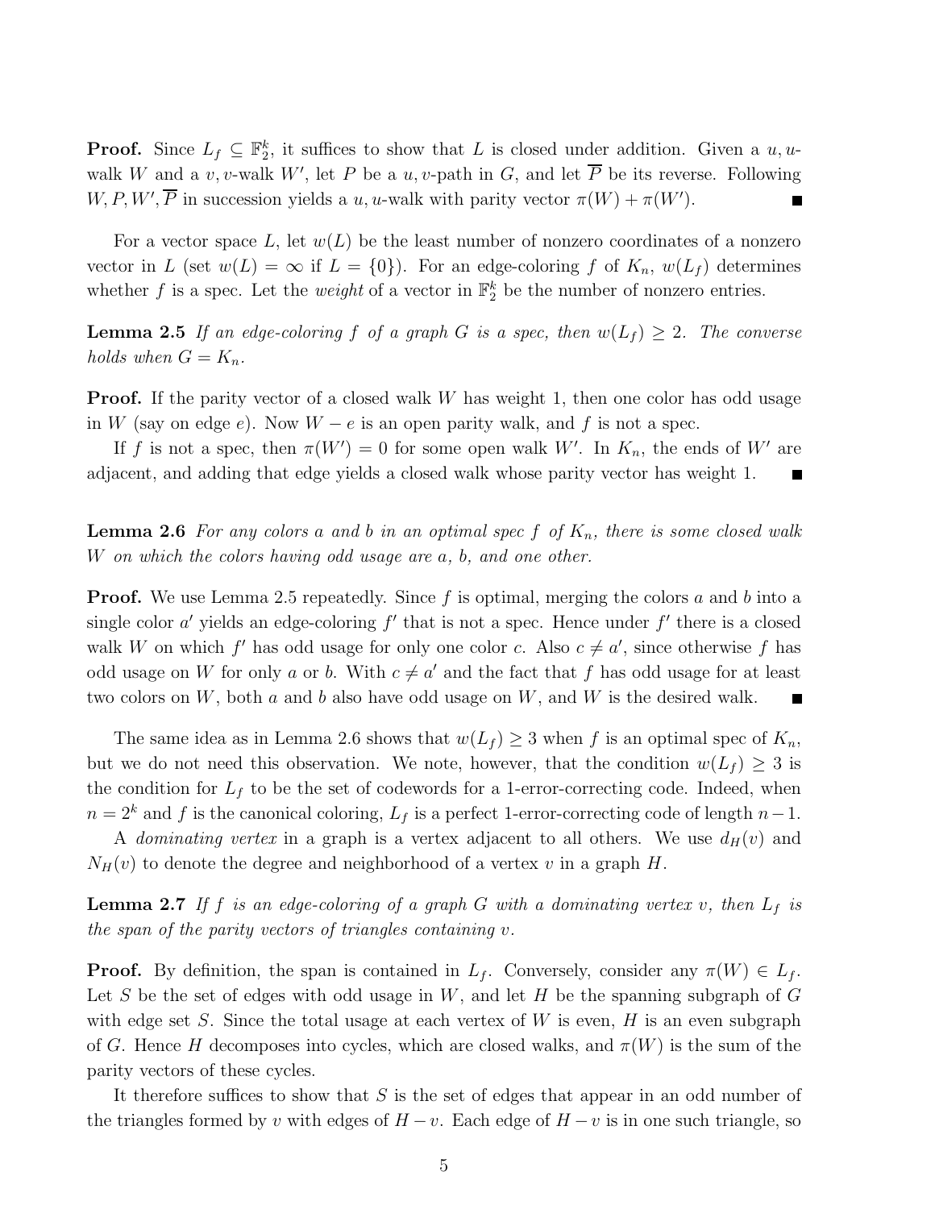**Proof.** Since $L_f \subseteq \mathbb{F}_2^k$, it suffices to show that $L$ is closed under addition. Given a $u,u$-walk $W$ and a $v,v$-walk $W'$, let $P$ be a $u,v$-path in $G$, and let $\overline{P}$ be its reverse. Following $W, P, W', \overline{P}$ in succession yields a $u,u$-walk with parity vector $\pi(W) + \pi(W')$. ■

For a vector space $L$, let $w(L)$ be the least number of nonzero coordinates of a nonzero vector in $L$ (set $w(L) = \infty$ if $L = \{0\}$). For an edge-coloring $f$ of $K_n$, $w(L_f)$ determines whether $f$ is a spec. Let the *weight* of a vector in $\mathbb{F}_2^k$ be the number of nonzero entries.

**Lemma 2.5** *If an edge-coloring $f$ of a graph $G$ is a spec, then $w(L_f) \geq 2$. The converse holds when $G = K_n$.*

**Proof.** If the parity vector of a closed walk $W$ has weight 1, then one color has odd usage in $W$ (say on edge $e$). Now $W - e$ is an open parity walk, and $f$ is not a spec.

If $f$ is not a spec, then $\pi(W') = 0$ for some open walk $W'$. In $K_n$, the ends of $W'$ are adjacent, and adding that edge yields a closed walk whose parity vector has weight 1. ■

**Lemma 2.6** *For any colors $a$ and $b$ in an optimal spec $f$ of $K_n$, there is some closed walk $W$ on which the colors having odd usage are $a$, $b$, and one other.*

**Proof.** We use Lemma 2.5 repeatedly. Since $f$ is optimal, merging the colors $a$ and $b$ into a single color $a'$ yields an edge-coloring $f'$ that is not a spec. Hence under $f'$ there is a closed walk $W$ on which $f'$ has odd usage for only one color $c$. Also $c \neq a'$, since otherwise $f$ has odd usage on $W$ for only $a$ or $b$. With $c \neq a'$ and the fact that $f$ has odd usage for at least two colors on $W$, both $a$ and $b$ also have odd usage on $W$, and $W$ is the desired walk. ■

The same idea as in Lemma 2.6 shows that $w(L_f) \geq 3$ when $f$ is an optimal spec of $K_n$, but we do not need this observation. We note, however, that the condition $w(L_f) \geq 3$ is the condition for $L_f$ to be the set of codewords for a 1-error-correcting code. Indeed, when $n = 2^k$ and $f$ is the canonical coloring, $L_f$ is a perfect 1-error-correcting code of length $n-1$.

A *dominating vertex* in a graph is a vertex adjacent to all others. We use $d_H(v)$ and $N_H(v)$ to denote the degree and neighborhood of a vertex $v$ in a graph $H$.

**Lemma 2.7** *If $f$ is an edge-coloring of a graph $G$ with a dominating vertex $v$, then $L_f$ is the span of the parity vectors of triangles containing $v$.*

**Proof.** By definition, the span is contained in $L_f$. Conversely, consider any $\pi(W) \in L_f$. Let $S$ be the set of edges with odd usage in $W$, and let $H$ be the spanning subgraph of $G$ with edge set $S$. Since the total usage at each vertex of $W$ is even, $H$ is an even subgraph of $G$. Hence $H$ decomposes into cycles, which are closed walks, and $\pi(W)$ is the sum of the parity vectors of these cycles.

It therefore suffices to show that $S$ is the set of edges that appear in an odd number of the triangles formed by $v$ with edges of $H - v$. Each edge of $H - v$ is in one such triangle, so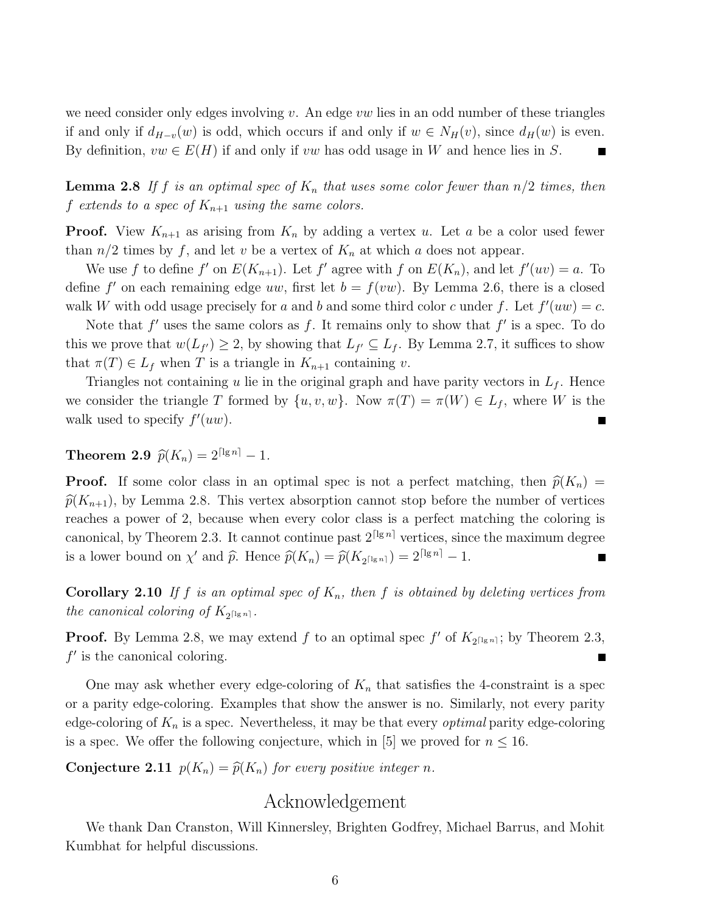we need consider only edges involving $v$. An edge $vw$ lies in an odd number of these triangles if and only if $d_{H-v}(w)$ is odd, which occurs if and only if $w \in N_H(v)$, since $d_H(w)$ is even. By definition, $vw \in E(H)$ if and only if $vw$ has odd usage in $W$ and hence lies in $S$. ∎

**Lemma 2.8** *If $f$ is an optimal spec of $K_n$ that uses some color fewer than $n/2$ times, then $f$ extends to a spec of $K_{n+1}$ using the same colors.*

**Proof.** View $K_{n+1}$ as arising from $K_n$ by adding a vertex $u$. Let $a$ be a color used fewer than $n/2$ times by $f$, and let $v$ be a vertex of $K_n$ at which $a$ does not appear.

We use $f$ to define $f'$ on $E(K_{n+1})$. Let $f'$ agree with $f$ on $E(K_n)$, and let $f'(uv) = a$. To define $f'$ on each remaining edge $uw$, first let $b = f(vw)$. By Lemma 2.6, there is a closed walk $W$ with odd usage precisely for $a$ and $b$ and some third color $c$ under $f$. Let $f'(uw) = c$.

Note that $f'$ uses the same colors as $f$. It remains only to show that $f'$ is a spec. To do this we prove that $w(L_{f'}) \geq 2$, by showing that $L_{f'} \subseteq L_f$. By Lemma 2.7, it suffices to show that $\pi(T) \in L_f$ when $T$ is a triangle in $K_{n+1}$ containing $v$.

Triangles not containing $u$ lie in the original graph and have parity vectors in $L_f$. Hence we consider the triangle $T$ formed by $\{u, v, w\}$. Now $\pi(T) = \pi(W) \in L_f$, where $W$ is the walk used to specify $f'(uw)$. ∎

**Theorem 2.9** $\widehat{p}(K_n) = 2^{\lceil \lg n \rceil} - 1$.

**Proof.** If some color class in an optimal spec is not a perfect matching, then $\widehat{p}(K_n) = \widehat{p}(K_{n+1})$, by Lemma 2.8. This vertex absorption cannot stop before the number of vertices reaches a power of 2, because when every color class is a perfect matching the coloring is canonical, by Theorem 2.3. It cannot continue past $2^{\lceil \lg n \rceil}$ vertices, since the maximum degree is a lower bound on $\chi'$ and $\widehat{p}$. Hence $\widehat{p}(K_n) = \widehat{p}(K_{2^{\lceil \lg n \rceil}}) = 2^{\lceil \lg n \rceil} - 1$. ∎

**Corollary 2.10** *If $f$ is an optimal spec of $K_n$, then $f$ is obtained by deleting vertices from the canonical coloring of $K_{2^{\lceil \lg n \rceil}}$.*

**Proof.** By Lemma 2.8, we may extend $f$ to an optimal spec $f'$ of $K_{2^{\lceil \lg n \rceil}}$; by Theorem 2.3, $f'$ is the canonical coloring. ∎

One may ask whether every edge-coloring of $K_n$ that satisfies the 4-constraint is a spec or a parity edge-coloring. Examples that show the answer is no. Similarly, not every parity edge-coloring of $K_n$ is a spec. Nevertheless, it may be that every *optimal* parity edge-coloring is a spec. We offer the following conjecture, which in [5] we proved for $n \leq 16$.

**Conjecture 2.11** *$p(K_n) = \widehat{p}(K_n)$ for every positive integer $n$.*

## Acknowledgement

We thank Dan Cranston, Will Kinnersley, Brighten Godfrey, Michael Barrus, and Mohit Kumbhat for helpful discussions.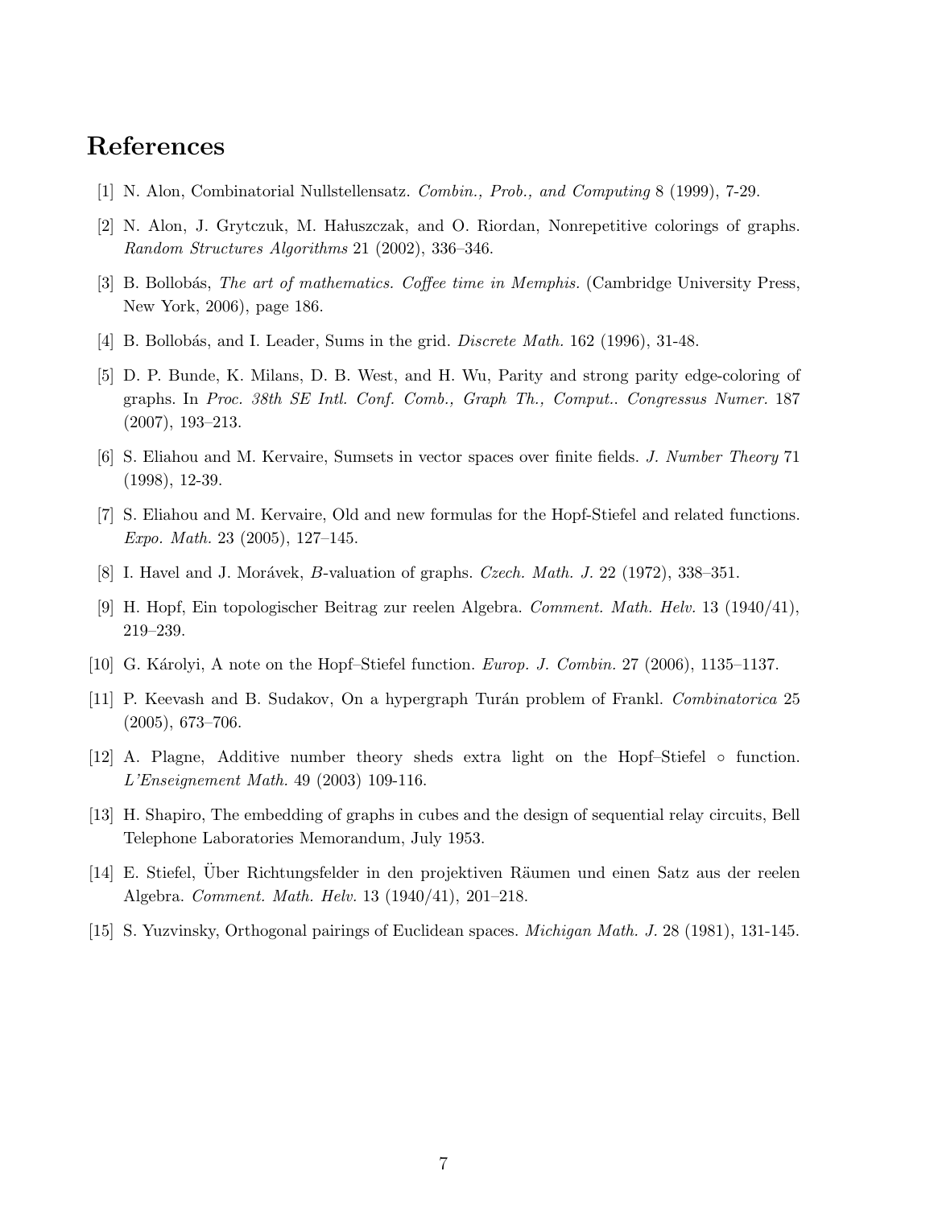## References

[1] N. Alon, Combinatorial Nullstellensatz. *Combin., Prob., and Computing* 8 (1999), 7-29.

[2] N. Alon, J. Grytczuk, M. Hałuszczak, and O. Riordan, Nonrepetitive colorings of graphs. *Random Structures Algorithms* 21 (2002), 336–346.

[3] B. Bollobás, *The art of mathematics. Coffee time in Memphis.* (Cambridge University Press, New York, 2006), page 186.

[4] B. Bollobás, and I. Leader, Sums in the grid. *Discrete Math.* 162 (1996), 31-48.

[5] D. P. Bunde, K. Milans, D. B. West, and H. Wu, Parity and strong parity edge-coloring of graphs. In *Proc. 38th SE Intl. Conf. Comb., Graph Th., Comput.. Congressus Numer.* 187 (2007), 193–213.

[6] S. Eliahou and M. Kervaire, Sumsets in vector spaces over finite fields. *J. Number Theory* 71 (1998), 12-39.

[7] S. Eliahou and M. Kervaire, Old and new formulas for the Hopf-Stiefel and related functions. *Expo. Math.* 23 (2005), 127–145.

[8] I. Havel and J. Morávek, *B*-valuation of graphs. *Czech. Math. J.* 22 (1972), 338–351.

[9] H. Hopf, Ein topologischer Beitrag zur reelen Algebra. *Comment. Math. Helv.* 13 (1940/41), 219–239.

[10] G. Károlyi, A note on the Hopf–Stiefel function. *Europ. J. Combin.* 27 (2006), 1135–1137.

[11] P. Keevash and B. Sudakov, On a hypergraph Turán problem of Frankl. *Combinatorica* 25 (2005), 673–706.

[12] A. Plagne, Additive number theory sheds extra light on the Hopf–Stiefel $\circ$ function. *L'Enseignement Math.* 49 (2003) 109-116.

[13] H. Shapiro, The embedding of graphs in cubes and the design of sequential relay circuits, Bell Telephone Laboratories Memorandum, July 1953.

[14] E. Stiefel, Über Richtungsfelder in den projektiven Räumen und einen Satz aus der reelen Algebra. *Comment. Math. Helv.* 13 (1940/41), 201–218.

[15] S. Yuzvinsky, Orthogonal pairings of Euclidean spaces. *Michigan Math. J.* 28 (1981), 131-145.